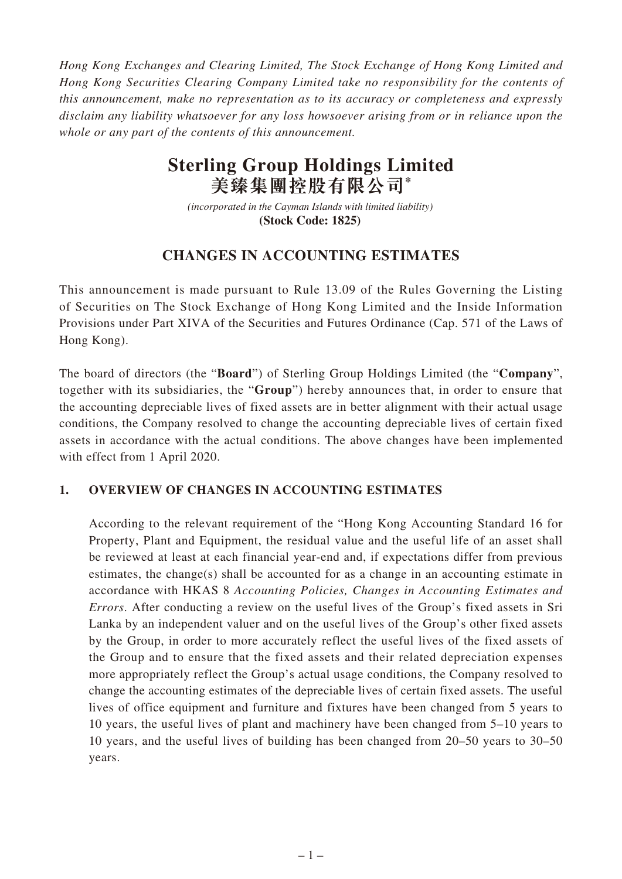*Hong Kong Exchanges and Clearing Limited, The Stock Exchange of Hong Kong Limited and Hong Kong Securities Clearing Company Limited take no responsibility for the contents of this announcement, make no representation as to its accuracy or completeness and expressly disclaim any liability whatsoever for any loss howsoever arising from or in reliance upon the whole or any part of the contents of this announcement.*

# Sterling Group Holdings Limited
# 美臻集團控股有限公司*

*(incorporated in the Cayman Islands with limited liability)*
**(Stock Code: 1825)**

## CHANGES IN ACCOUNTING ESTIMATES

This announcement is made pursuant to Rule 13.09 of the Rules Governing the Listing of Securities on The Stock Exchange of Hong Kong Limited and the Inside Information Provisions under Part XIVA of the Securities and Futures Ordinance (Cap. 571 of the Laws of Hong Kong).

The board of directors (the "**Board**") of Sterling Group Holdings Limited (the "**Company**", together with its subsidiaries, the "**Group**") hereby announces that, in order to ensure that the accounting depreciable lives of fixed assets are in better alignment with their actual usage conditions, the Company resolved to change the accounting depreciable lives of certain fixed assets in accordance with the actual conditions. The above changes have been implemented with effect from 1 April 2020.

### 1. OVERVIEW OF CHANGES IN ACCOUNTING ESTIMATES

According to the relevant requirement of the "Hong Kong Accounting Standard 16 for Property, Plant and Equipment, the residual value and the useful life of an asset shall be reviewed at least at each financial year-end and, if expectations differ from previous estimates, the change(s) shall be accounted for as a change in an accounting estimate in accordance with HKAS 8 *Accounting Policies, Changes in Accounting Estimates and Errors*. After conducting a review on the useful lives of the Group's fixed assets in Sri Lanka by an independent valuer and on the useful lives of the Group's other fixed assets by the Group, in order to more accurately reflect the useful lives of the fixed assets of the Group and to ensure that the fixed assets and their related depreciation expenses more appropriately reflect the Group's actual usage conditions, the Company resolved to change the accounting estimates of the depreciable lives of certain fixed assets. The useful lives of office equipment and furniture and fixtures have been changed from 5 years to 10 years, the useful lives of plant and machinery have been changed from 5–10 years to 10 years, and the useful lives of building has been changed from 20–50 years to 30–50 years.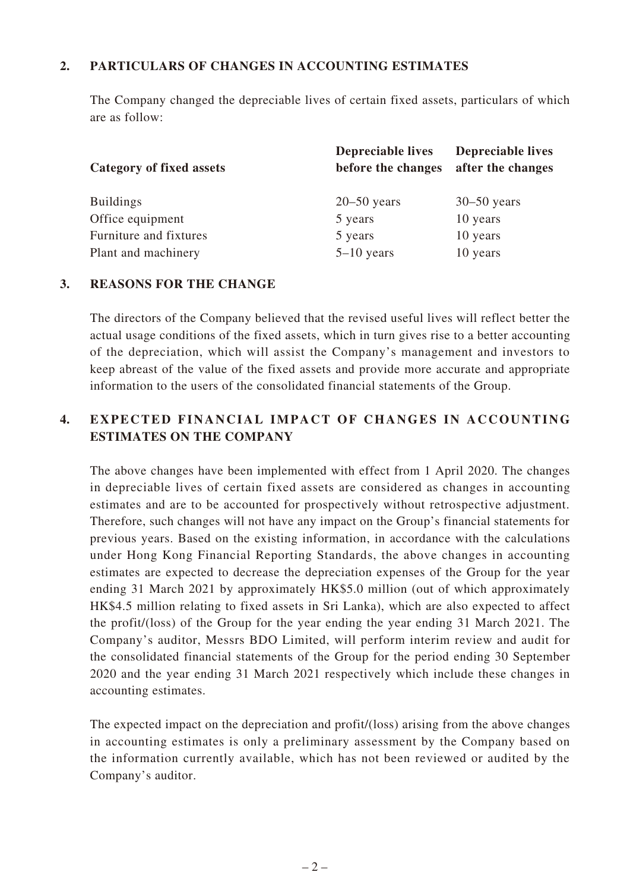## 2. PARTICULARS OF CHANGES IN ACCOUNTING ESTIMATES

The Company changed the depreciable lives of certain fixed assets, particulars of which are as follow:

| Category of fixed assets | Depreciable lives before the changes | Depreciable lives after the changes |
|---|---|---|
| Buildings | 20–50 years | 30–50 years |
| Office equipment | 5 years | 10 years |
| Furniture and fixtures | 5 years | 10 years |
| Plant and machinery | 5–10 years | 10 years |

## 3. REASONS FOR THE CHANGE

The directors of the Company believed that the revised useful lives will reflect better the actual usage conditions of the fixed assets, which in turn gives rise to a better accounting of the depreciation, which will assist the Company's management and investors to keep abreast of the value of the fixed assets and provide more accurate and appropriate information to the users of the consolidated financial statements of the Group.

## 4. EXPECTED FINANCIAL IMPACT OF CHANGES IN ACCOUNTING ESTIMATES ON THE COMPANY

The above changes have been implemented with effect from 1 April 2020. The changes in depreciable lives of certain fixed assets are considered as changes in accounting estimates and are to be accounted for prospectively without retrospective adjustment. Therefore, such changes will not have any impact on the Group's financial statements for previous years. Based on the existing information, in accordance with the calculations under Hong Kong Financial Reporting Standards, the above changes in accounting estimates are expected to decrease the depreciation expenses of the Group for the year ending 31 March 2021 by approximately HK$5.0 million (out of which approximately HK$4.5 million relating to fixed assets in Sri Lanka), which are also expected to affect the profit/(loss) of the Group for the year ending the year ending 31 March 2021. The Company's auditor, Messrs BDO Limited, will perform interim review and audit for the consolidated financial statements of the Group for the period ending 30 September 2020 and the year ending 31 March 2021 respectively which include these changes in accounting estimates.

The expected impact on the depreciation and profit/(loss) arising from the above changes in accounting estimates is only a preliminary assessment by the Company based on the information currently available, which has not been reviewed or audited by the Company's auditor.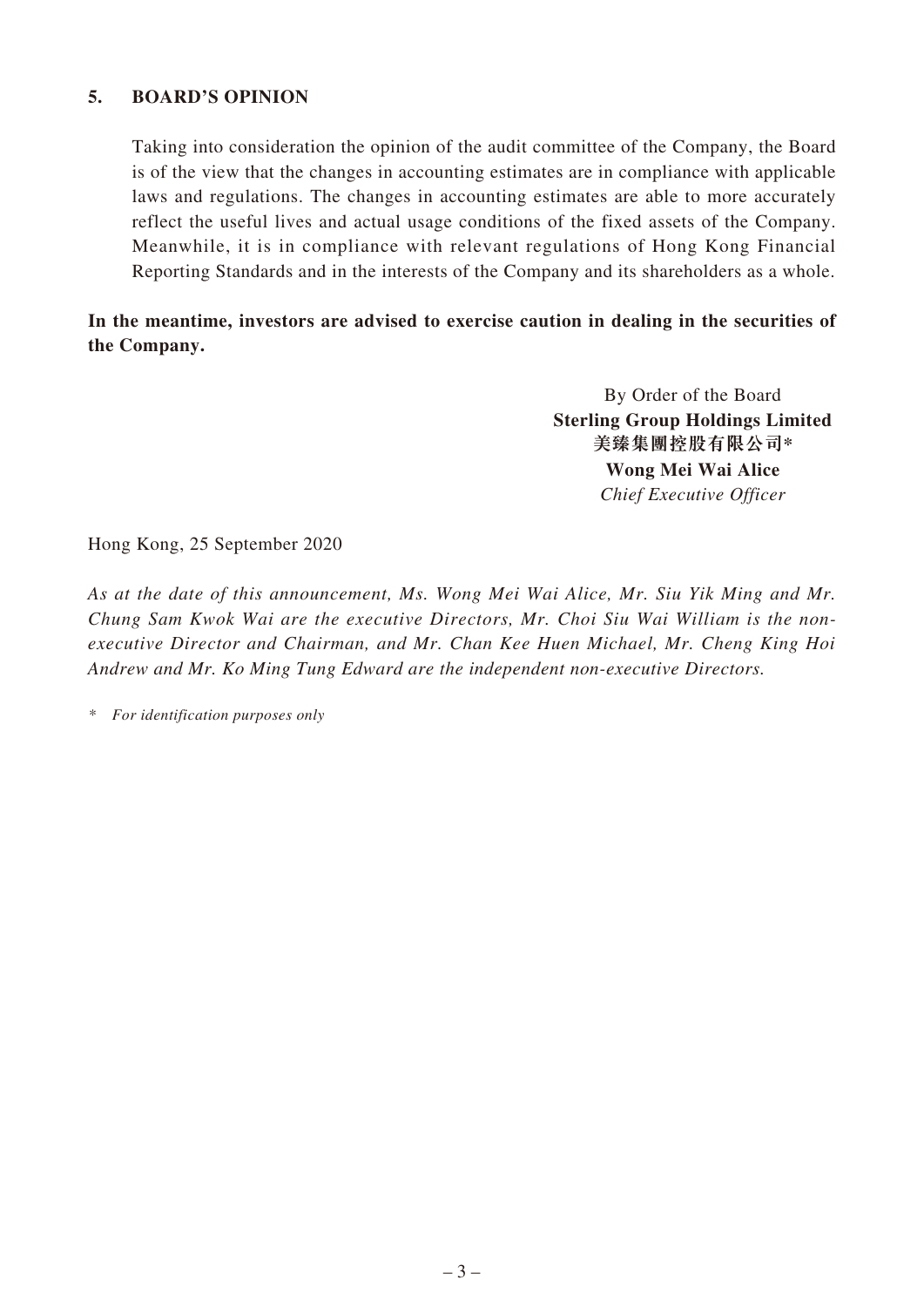## 5. BOARD'S OPINION

Taking into consideration the opinion of the audit committee of the Company, the Board is of the view that the changes in accounting estimates are in compliance with applicable laws and regulations. The changes in accounting estimates are able to more accurately reflect the useful lives and actual usage conditions of the fixed assets of the Company. Meanwhile, it is in compliance with relevant regulations of Hong Kong Financial Reporting Standards and in the interests of the Company and its shareholders as a whole.

**In the meantime, investors are advised to exercise caution in dealing in the securities of the Company.**

By Order of the Board
**Sterling Group Holdings Limited**
**美臻集團控股有限公司***
**Wong Mei Wai Alice**
*Chief Executive Officer*

Hong Kong, 25 September 2020

*As at the date of this announcement, Ms. Wong Mei Wai Alice, Mr. Siu Yik Ming and Mr. Chung Sam Kwok Wai are the executive Directors, Mr. Choi Siu Wai William is the non-executive Director and Chairman, and Mr. Chan Kee Huen Michael, Mr. Cheng King Hoi Andrew and Mr. Ko Ming Tung Edward are the independent non-executive Directors.*

* *For identification purposes only*